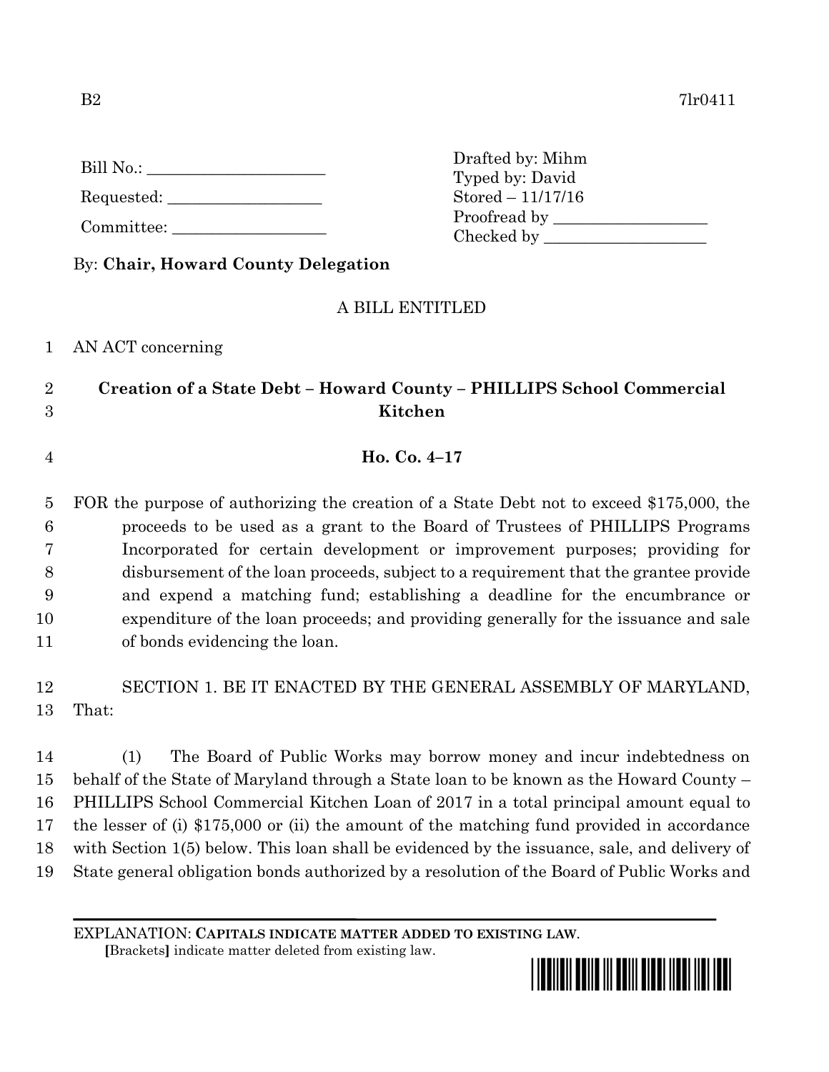B2 7lr0411

Bill No.: ______________________

Requested: ___________________

Committee: ___________________

Drafted by: Mihm
Typed by: David
Stored – 11/17/16
Proofread by ___________________
Checked by ____________________

By: **Chair, Howard County Delegation**

A BILL ENTITLED

AN ACT concerning

## Creation of a State Debt – Howard County – PHILLIPS School Commercial Kitchen

### Ho. Co. 4–17

FOR the purpose of authorizing the creation of a State Debt not to exceed $175,000, the proceeds to be used as a grant to the Board of Trustees of PHILLIPS Programs Incorporated for certain development or improvement purposes; providing for disbursement of the loan proceeds, subject to a requirement that the grantee provide and expend a matching fund; establishing a deadline for the encumbrance or expenditure of the loan proceeds; and providing generally for the issuance and sale of bonds evidencing the loan.

SECTION 1. BE IT ENACTED BY THE GENERAL ASSEMBLY OF MARYLAND, That:

(1) The Board of Public Works may borrow money and incur indebtedness on behalf of the State of Maryland through a State loan to be known as the Howard County – PHILLIPS School Commercial Kitchen Loan of 2017 in a total principal amount equal to the lesser of (i) $175,000 or (ii) the amount of the matching fund provided in accordance with Section 1(5) below. This loan shall be evidenced by the issuance, sale, and delivery of State general obligation bonds authorized by a resolution of the Board of Public Works and

EXPLANATION: **CAPITALS INDICATE MATTER ADDED TO EXISTING LAW.**
**[**Brackets**]** indicate matter deleted from existing law.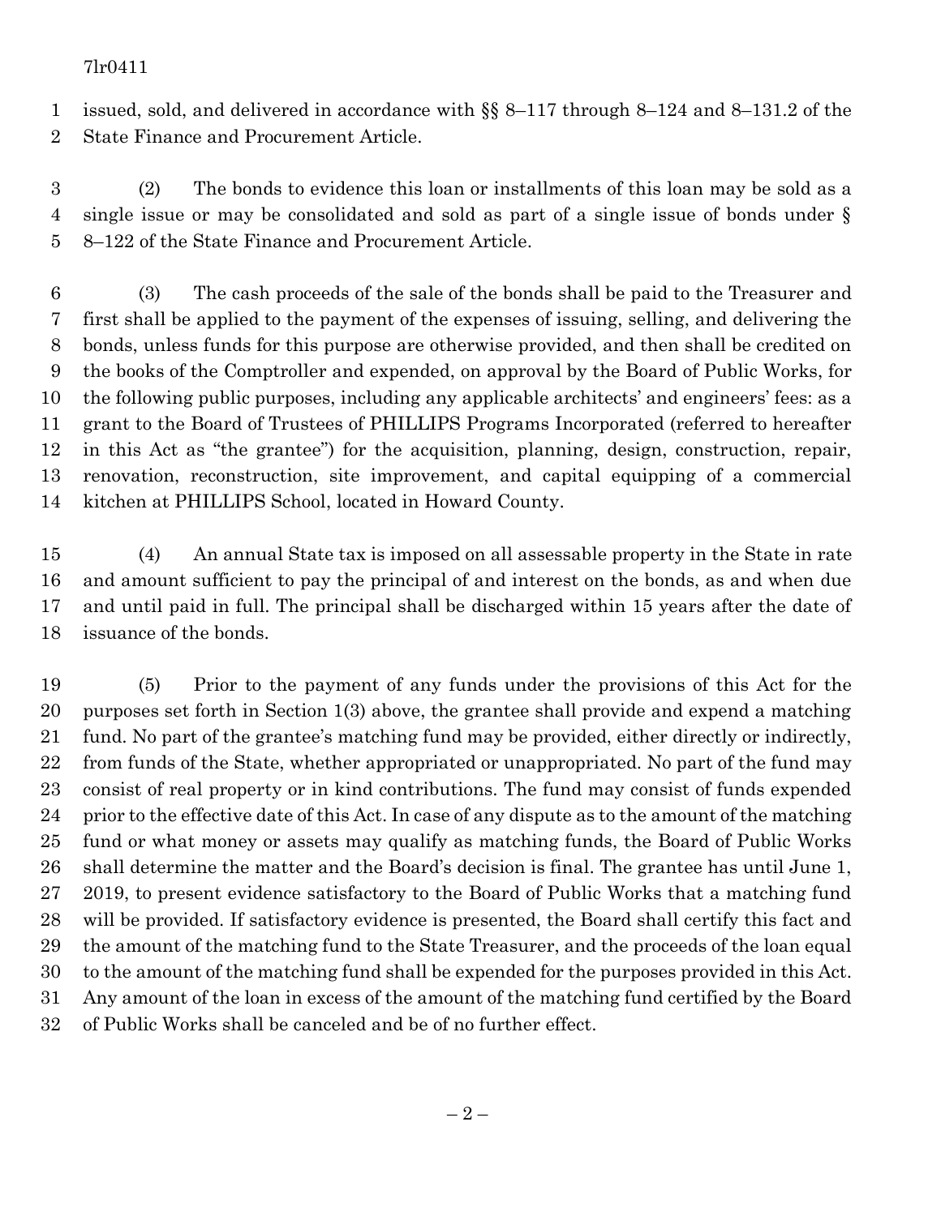issued, sold, and delivered in accordance with §§ 8–117 through 8–124 and 8–131.2 of the State Finance and Procurement Article.

(2) The bonds to evidence this loan or installments of this loan may be sold as a single issue or may be consolidated and sold as part of a single issue of bonds under § 8–122 of the State Finance and Procurement Article.

(3) The cash proceeds of the sale of the bonds shall be paid to the Treasurer and first shall be applied to the payment of the expenses of issuing, selling, and delivering the bonds, unless funds for this purpose are otherwise provided, and then shall be credited on the books of the Comptroller and expended, on approval by the Board of Public Works, for the following public purposes, including any applicable architects' and engineers' fees: as a grant to the Board of Trustees of PHILLIPS Programs Incorporated (referred to hereafter in this Act as "the grantee") for the acquisition, planning, design, construction, repair, renovation, reconstruction, site improvement, and capital equipping of a commercial kitchen at PHILLIPS School, located in Howard County.

(4) An annual State tax is imposed on all assessable property in the State in rate and amount sufficient to pay the principal of and interest on the bonds, as and when due and until paid in full. The principal shall be discharged within 15 years after the date of issuance of the bonds.

(5) Prior to the payment of any funds under the provisions of this Act for the purposes set forth in Section 1(3) above, the grantee shall provide and expend a matching fund. No part of the grantee's matching fund may be provided, either directly or indirectly, from funds of the State, whether appropriated or unappropriated. No part of the fund may consist of real property or in kind contributions. The fund may consist of funds expended prior to the effective date of this Act. In case of any dispute as to the amount of the matching fund or what money or assets may qualify as matching funds, the Board of Public Works shall determine the matter and the Board's decision is final. The grantee has until June 1, 2019, to present evidence satisfactory to the Board of Public Works that a matching fund will be provided. If satisfactory evidence is presented, the Board shall certify this fact and the amount of the matching fund to the State Treasurer, and the proceeds of the loan equal to the amount of the matching fund shall be expended for the purposes provided in this Act. Any amount of the loan in excess of the amount of the matching fund certified by the Board of Public Works shall be canceled and be of no further effect.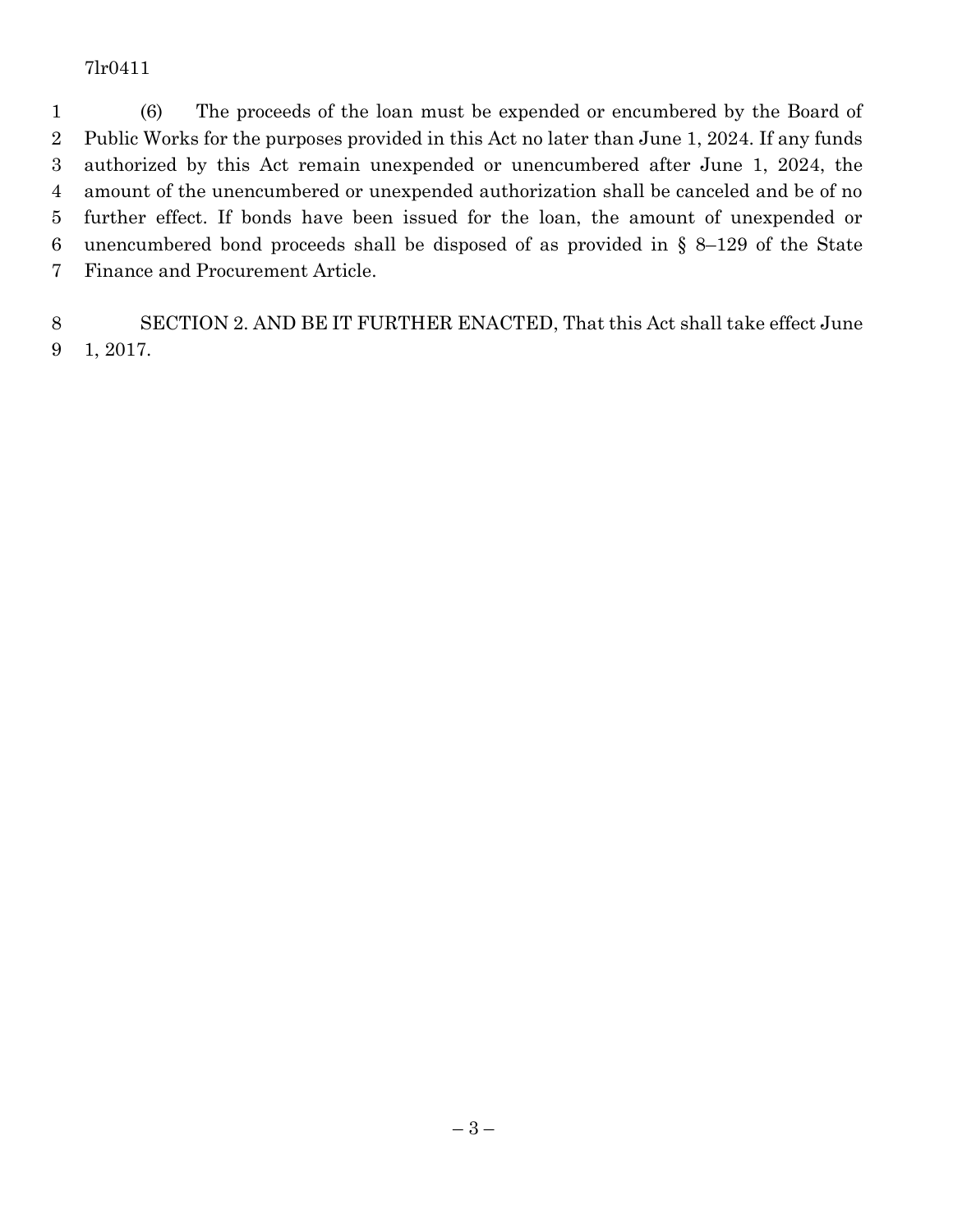(6) The proceeds of the loan must be expended or encumbered by the Board of Public Works for the purposes provided in this Act no later than June 1, 2024. If any funds authorized by this Act remain unexpended or unencumbered after June 1, 2024, the amount of the unencumbered or unexpended authorization shall be canceled and be of no further effect. If bonds have been issued for the loan, the amount of unexpended or unencumbered bond proceeds shall be disposed of as provided in § 8–129 of the State Finance and Procurement Article.

SECTION 2. AND BE IT FURTHER ENACTED, That this Act shall take effect June 1, 2017.